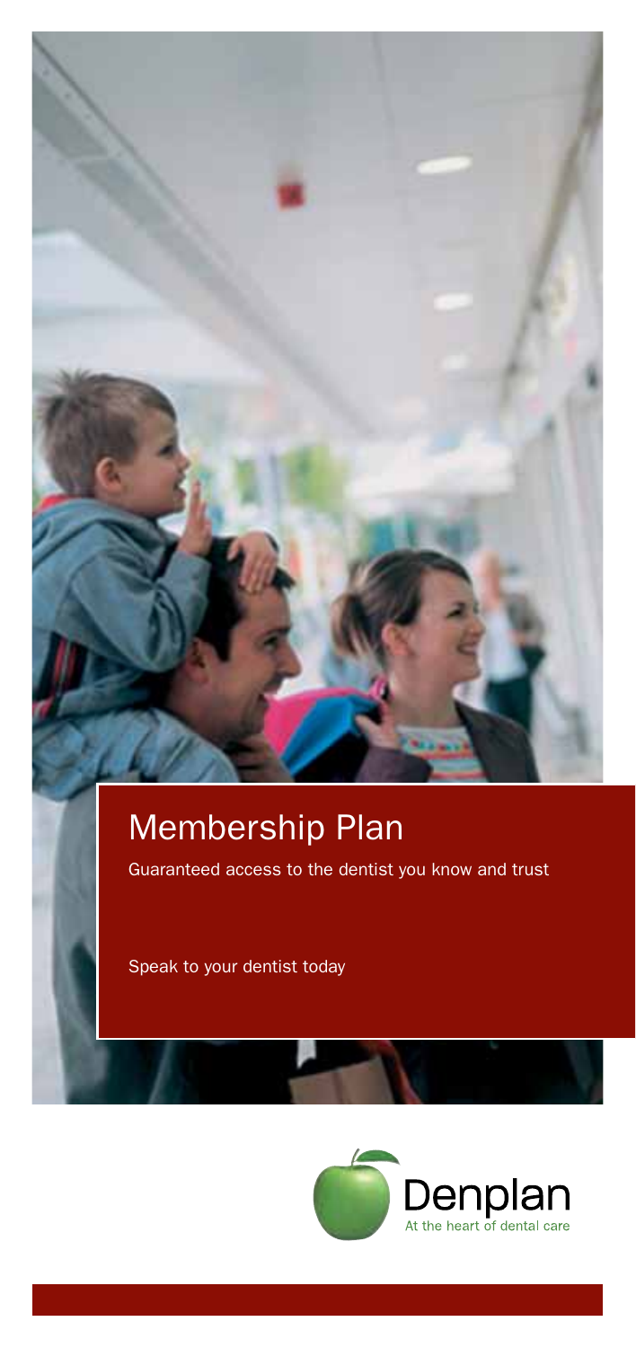# Membership Plan

Guaranteed access to the dentist you know and trust

Speak to your dentist today

Denplan

At the heart of dental care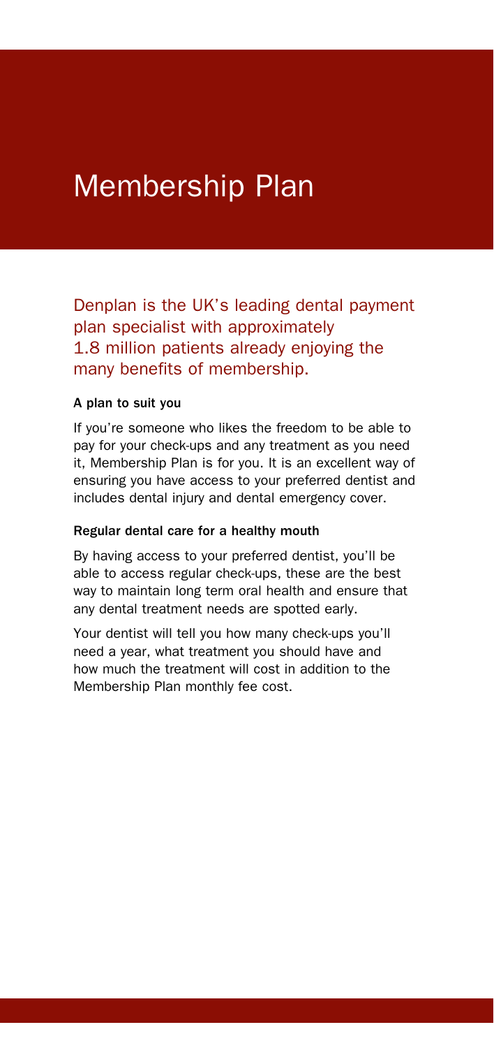# Membership Plan

## Denplan is the UK's leading dental payment plan specialist with approximately 1.8 million patients already enjoying the many benefits of membership.

**A plan to suit you**

If you're someone who likes the freedom to be able to pay for your check-ups and any treatment as you need it, Membership Plan is for you. It is an excellent way of ensuring you have access to your preferred dentist and includes dental injury and dental emergency cover.

**Regular dental care for a healthy mouth**

By having access to your preferred dentist, you'll be able to access regular check-ups, these are the best way to maintain long term oral health and ensure that any dental treatment needs are spotted early.

Your dentist will tell you how many check-ups you'll need a year, what treatment you should have and how much the treatment will cost in addition to the Membership Plan monthly fee cost.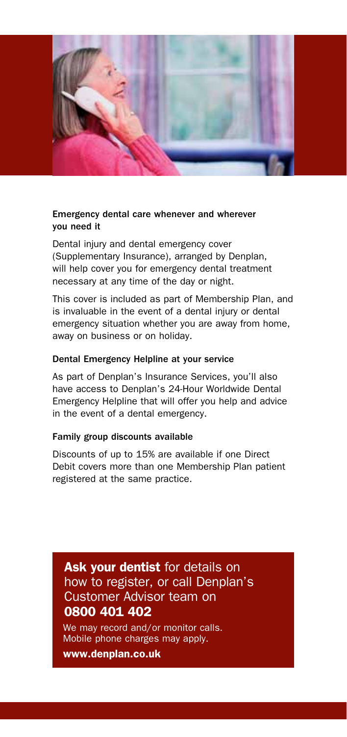### Emergency dental care whenever and wherever you need it

Dental injury and dental emergency cover (Supplementary Insurance), arranged by Denplan, will help cover you for emergency dental treatment necessary at any time of the day or night.

This cover is included as part of Membership Plan, and is invaluable in the event of a dental injury or dental emergency situation whether you are away from home, away on business or on holiday.

### Dental Emergency Helpline at your service

As part of Denplan's Insurance Services, you'll also have access to Denplan's 24-Hour Worldwide Dental Emergency Helpline that will offer you help and advice in the event of a dental emergency.

### Family group discounts available

Discounts of up to 15% are available if one Direct Debit covers more than one Membership Plan patient registered at the same practice.

**Ask your dentist** for details on how to register, or call Denplan's Customer Advisor team on **0800 401 402**

We may record and/or monitor calls. Mobile phone charges may apply.

**www.denplan.co.uk**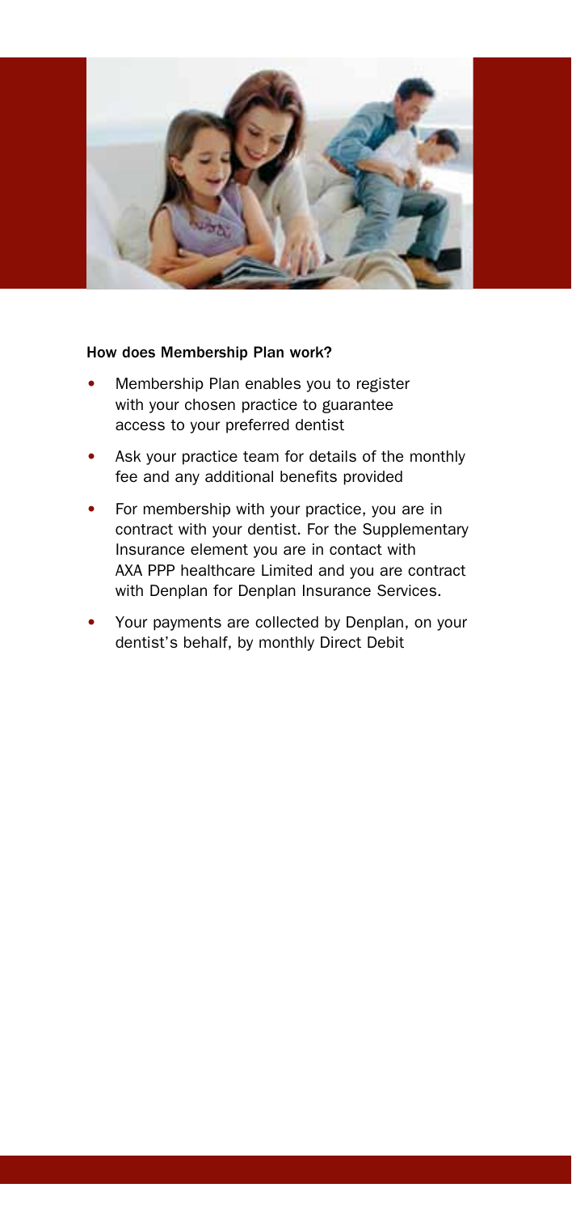**How does Membership Plan work?**

- Membership Plan enables you to register with your chosen practice to guarantee access to your preferred dentist
- Ask your practice team for details of the monthly fee and any additional benefits provided
- For membership with your practice, you are in contract with your dentist. For the Supplementary Insurance element you are in contact with AXA PPP healthcare Limited and you are contract with Denplan for Denplan Insurance Services.
- Your payments are collected by Denplan, on your dentist's behalf, by monthly Direct Debit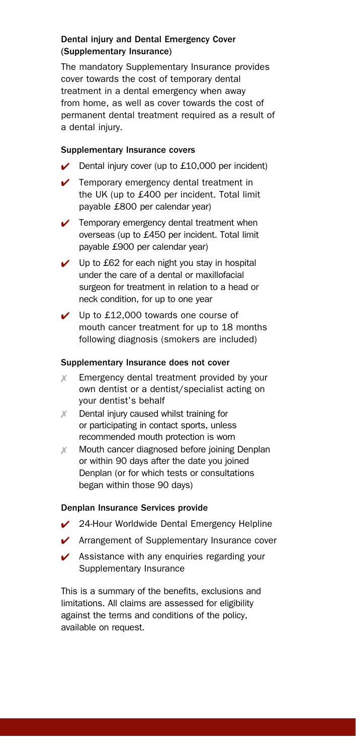### Dental injury and Dental Emergency Cover (Supplementary Insurance)

The mandatory Supplementary Insurance provides cover towards the cost of temporary dental treatment in a dental emergency when away from home, as well as cover towards the cost of permanent dental treatment required as a result of a dental injury.

#### Supplementary Insurance covers

- ✔ Dental injury cover (up to £10,000 per incident)
- ✔ Temporary emergency dental treatment in the UK (up to £400 per incident. Total limit payable £800 per calendar year)
- ✔ Temporary emergency dental treatment when overseas (up to £450 per incident. Total limit payable £900 per calendar year)
- ✔ Up to £62 for each night you stay in hospital under the care of a dental or maxillofacial surgeon for treatment in relation to a head or neck condition, for up to one year
- ✔ Up to £12,000 towards one course of mouth cancer treatment for up to 18 months following diagnosis (smokers are included)

#### Supplementary Insurance does not cover

- ✗ Emergency dental treatment provided by your own dentist or a dentist/specialist acting on your dentist's behalf
- ✗ Dental injury caused whilst training for or participating in contact sports, unless recommended mouth protection is worn
- ✗ Mouth cancer diagnosed before joining Denplan or within 90 days after the date you joined Denplan (or for which tests or consultations began within those 90 days)

#### Denplan Insurance Services provide

- ✔ 24-Hour Worldwide Dental Emergency Helpline
- ✔ Arrangement of Supplementary Insurance cover
- ✔ Assistance with any enquiries regarding your Supplementary Insurance

This is a summary of the benefits, exclusions and limitations. All claims are assessed for eligibility against the terms and conditions of the policy, available on request.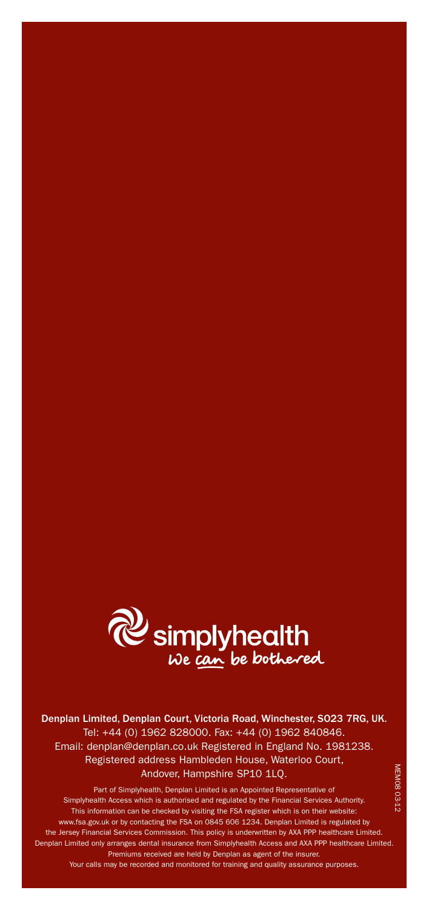simplyhealth

We can be bothered

**Denplan Limited, Denplan Court, Victoria Road, Winchester, SO23 7RG, UK.**
Tel: +44 (0) 1962 828000. Fax: +44 (0) 1962 840846.
Email: denplan@denplan.co.uk Registered in England No. 1981238.
Registered address Hambleden House, Waterloo Court, Andover, Hampshire SP10 1LQ.

Part of Simplyhealth, Denplan Limited is an Appointed Representative of Simplyhealth Access which is authorised and regulated by the Financial Services Authority. This information can be checked by visiting the FSA register which is on their website: www.fsa.gov.uk or by contacting the FSA on 0845 606 1234. Denplan Limited is regulated by the Jersey Financial Services Commission. This policy is underwritten by AXA PPP healthcare Limited. Denplan Limited only arranges dental insurance from Simplyhealth Access and AXA PPP healthcare Limited. Premiums received are held by Denplan as agent of the insurer.
Your calls may be recorded and monitored for training and quality assurance purposes.

MEM08 03-12